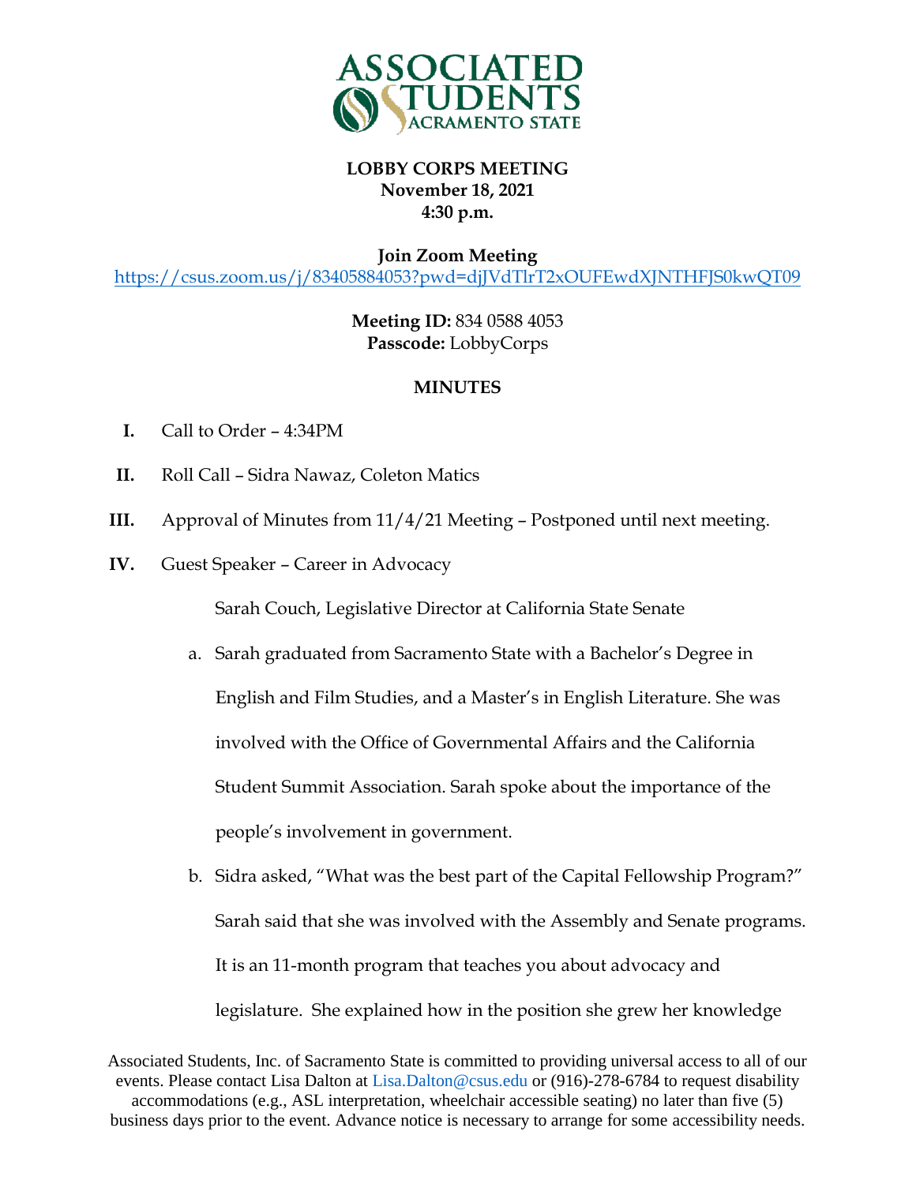**ASSOCIATED STUDENTS SACRAMENTO STATE**

**LOBBY CORPS MEETING**
**November 18, 2021**
**4:30 p.m.**

**Join Zoom Meeting**
https://csus.zoom.us/j/83405884053?pwd=djJVdTlrT2xOUFEwdXJNTHFJS0kwQT09

**Meeting ID:** 834 0588 4053
**Passcode:** LobbyCorps

**MINUTES**

**I.** Call to Order – 4:34PM

**II.** Roll Call – Sidra Nawaz, Coleton Matics

**III.** Approval of Minutes from 11/4/21 Meeting – Postponed until next meeting.

**IV.** Guest Speaker – Career in Advocacy

Sarah Couch, Legislative Director at California State Senate

a. Sarah graduated from Sacramento State with a Bachelor's Degree in English and Film Studies, and a Master's in English Literature. She was involved with the Office of Governmental Affairs and the California Student Summit Association. Sarah spoke about the importance of the people's involvement in government.

b. Sidra asked, "What was the best part of the Capital Fellowship Program?" Sarah said that she was involved with the Assembly and Senate programs. It is an 11-month program that teaches you about advocacy and legislature. She explained how in the position she grew her knowledge

Associated Students, Inc. of Sacramento State is committed to providing universal access to all of our events. Please contact Lisa Dalton at Lisa.Dalton@csus.edu or (916)-278-6784 to request disability accommodations (e.g., ASL interpretation, wheelchair accessible seating) no later than five (5) business days prior to the event. Advance notice is necessary to arrange for some accessibility needs.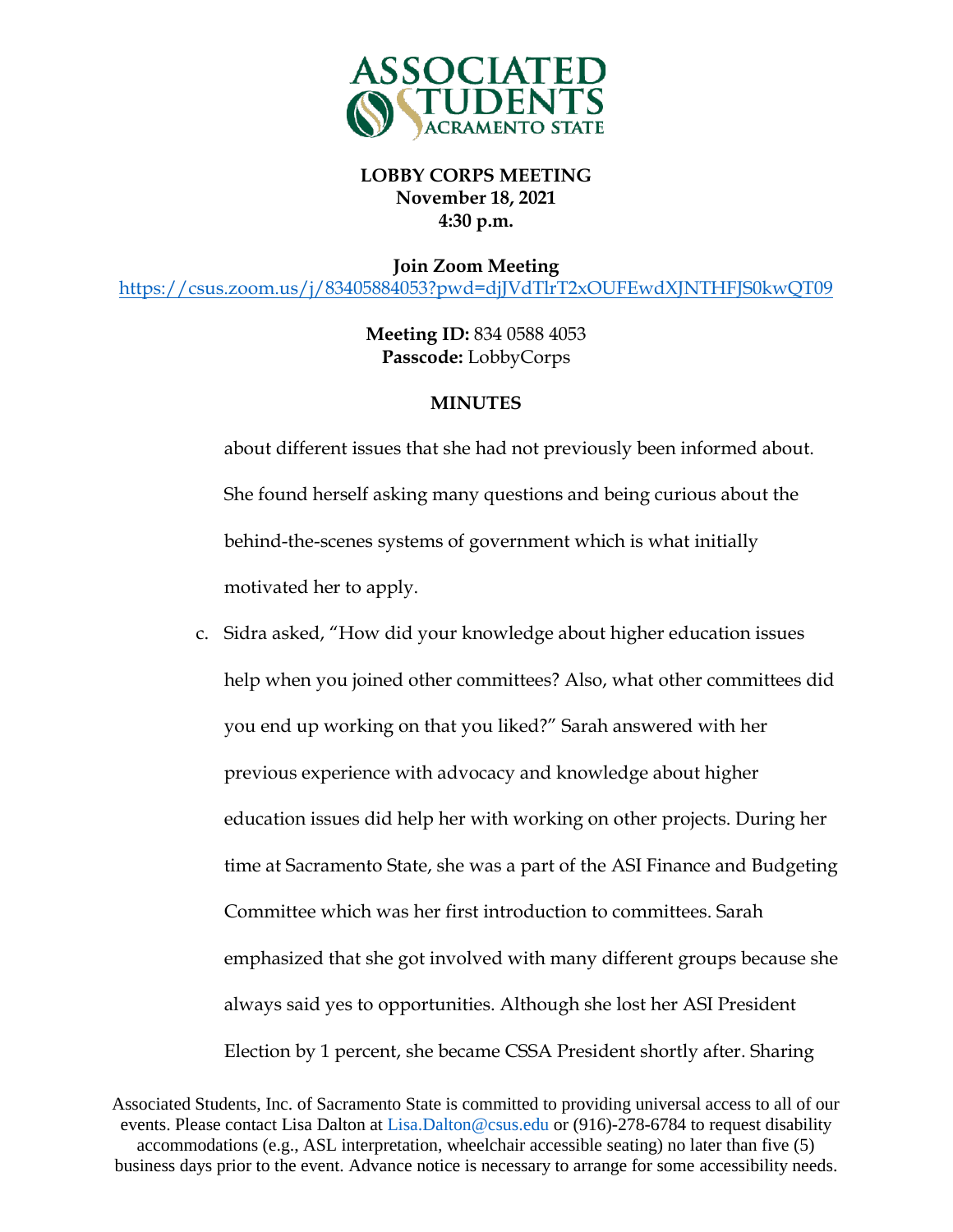**LOBBY CORPS MEETING**
**November 18, 2021**
**4:30 p.m.**

**Join Zoom Meeting**
https://csus.zoom.us/j/83405884053?pwd=djJVdTlrT2xOUFEwdXJNTHFJS0kwQT09

**Meeting ID:** 834 0588 4053
**Passcode:** LobbyCorps

**MINUTES**

about different issues that she had not previously been informed about. She found herself asking many questions and being curious about the behind-the-scenes systems of government which is what initially motivated her to apply.

c. Sidra asked, "How did your knowledge about higher education issues help when you joined other committees? Also, what other committees did you end up working on that you liked?" Sarah answered with her previous experience with advocacy and knowledge about higher education issues did help her with working on other projects. During her time at Sacramento State, she was a part of the ASI Finance and Budgeting Committee which was her first introduction to committees. Sarah emphasized that she got involved with many different groups because she always said yes to opportunities. Although she lost her ASI President Election by 1 percent, she became CSSA President shortly after. Sharing

Associated Students, Inc. of Sacramento State is committed to providing universal access to all of our events. Please contact Lisa Dalton at Lisa.Dalton@csus.edu or (916)-278-6784 to request disability accommodations (e.g., ASL interpretation, wheelchair accessible seating) no later than five (5) business days prior to the event. Advance notice is necessary to arrange for some accessibility needs.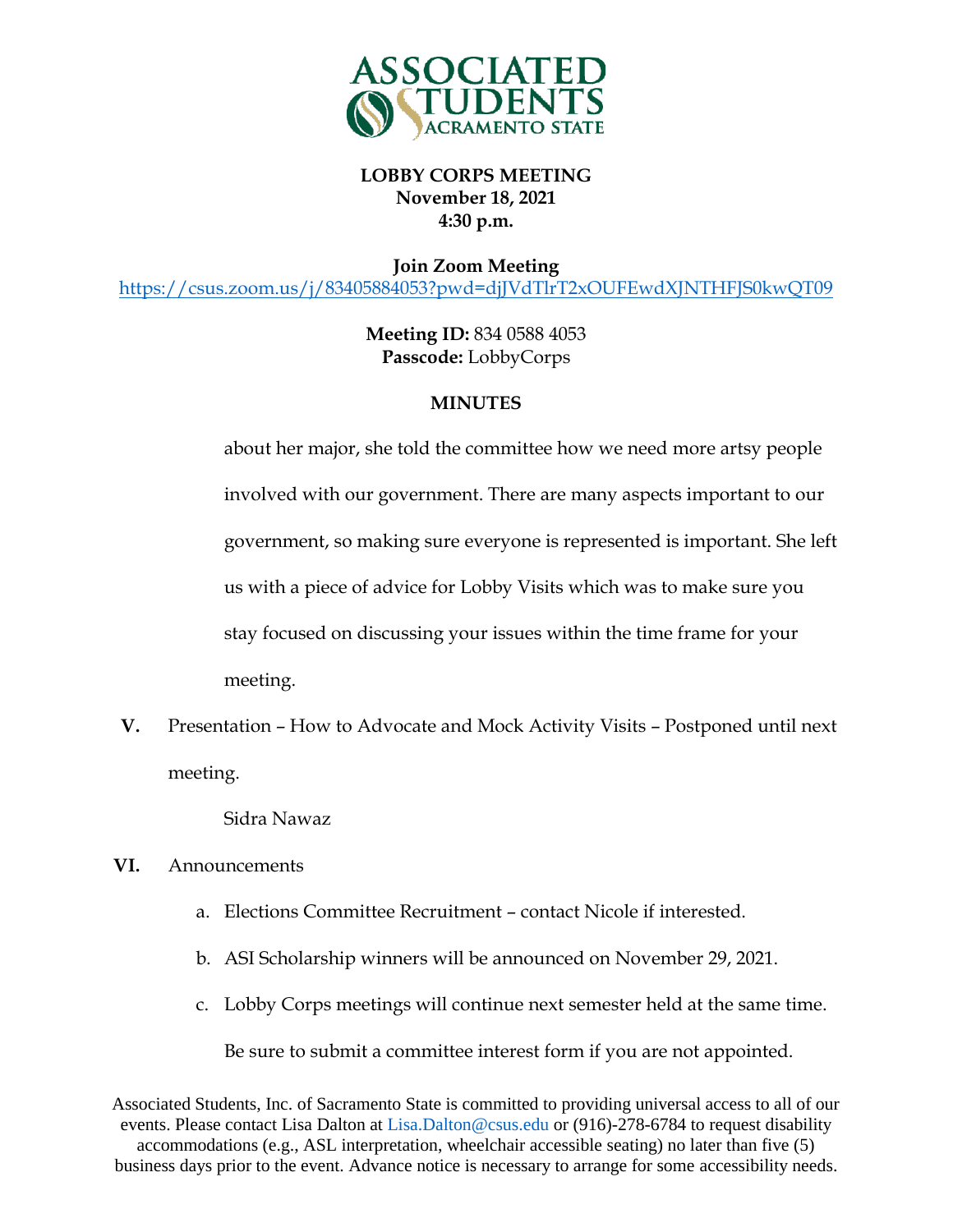**LOBBY CORPS MEETING**
**November 18, 2021**
**4:30 p.m.**

**Join Zoom Meeting**
https://csus.zoom.us/j/83405884053?pwd=djJVdTlrT2xOUFEwdXJNTHFJS0kwQT09

**Meeting ID:** 834 0588 4053
**Passcode:** LobbyCorps

**MINUTES**

about her major, she told the committee how we need more artsy people involved with our government. There are many aspects important to our government, so making sure everyone is represented is important. She left us with a piece of advice for Lobby Visits which was to make sure you stay focused on discussing your issues within the time frame for your meeting.

**V.** Presentation – How to Advocate and Mock Activity Visits – Postponed until next meeting.

Sidra Nawaz

**VI.** Announcements

a. Elections Committee Recruitment – contact Nicole if interested.
b. ASI Scholarship winners will be announced on November 29, 2021.
c. Lobby Corps meetings will continue next semester held at the same time. Be sure to submit a committee interest form if you are not appointed.

Associated Students, Inc. of Sacramento State is committed to providing universal access to all of our events. Please contact Lisa Dalton at Lisa.Dalton@csus.edu or (916)-278-6784 to request disability accommodations (e.g., ASL interpretation, wheelchair accessible seating) no later than five (5) business days prior to the event. Advance notice is necessary to arrange for some accessibility needs.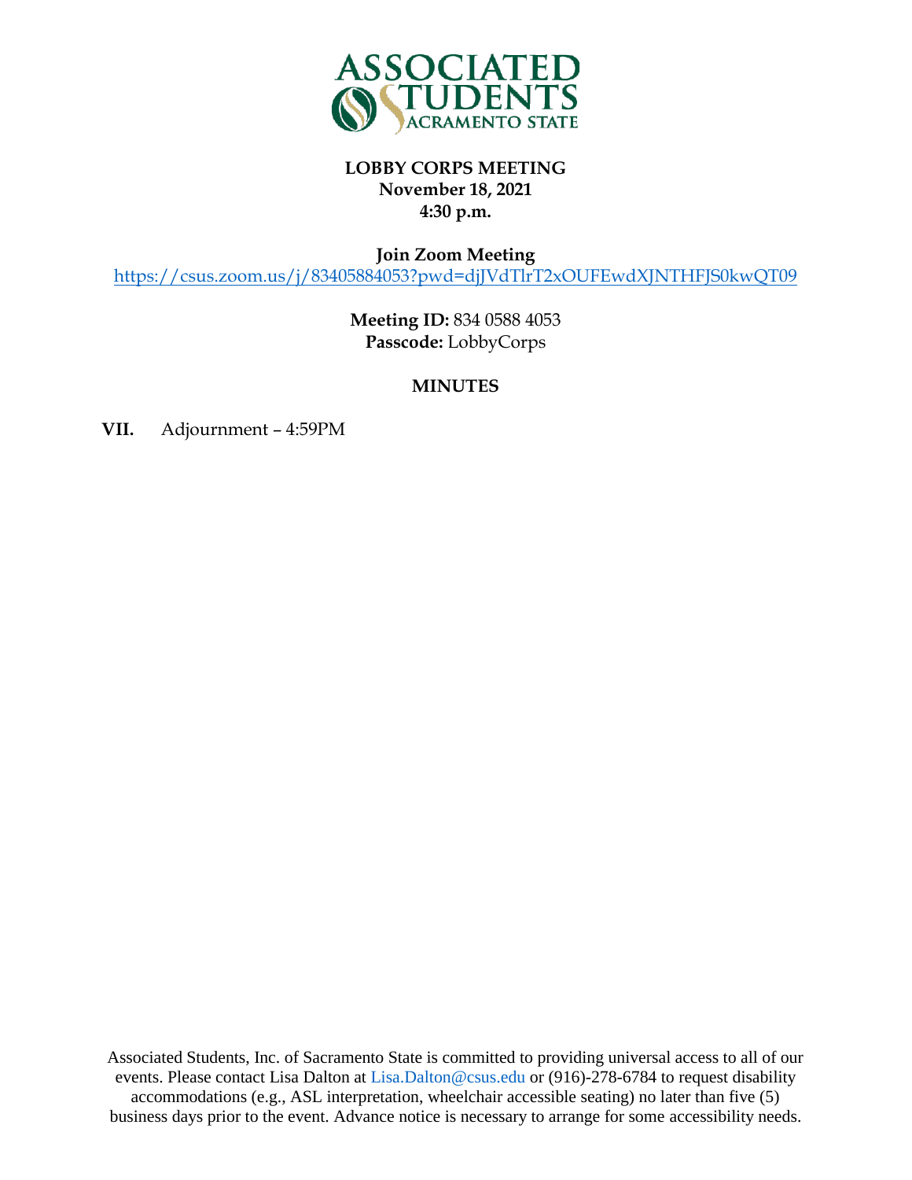**ASSOCIATED STUDENTS SACRAMENTO STATE**

**LOBBY CORPS MEETING**
**November 18, 2021**
**4:30 p.m.**

**Join Zoom Meeting**
https://csus.zoom.us/j/83405884053?pwd=djJVdTlrT2xOUFEwdXJNTHFJS0kwQT09

**Meeting ID:** 834 0588 4053
**Passcode:** LobbyCorps

**MINUTES**

**VII.** Adjournment – 4:59PM

Associated Students, Inc. of Sacramento State is committed to providing universal access to all of our events. Please contact Lisa Dalton at Lisa.Dalton@csus.edu or (916)-278-6784 to request disability accommodations (e.g., ASL interpretation, wheelchair accessible seating) no later than five (5) business days prior to the event. Advance notice is necessary to arrange for some accessibility needs.